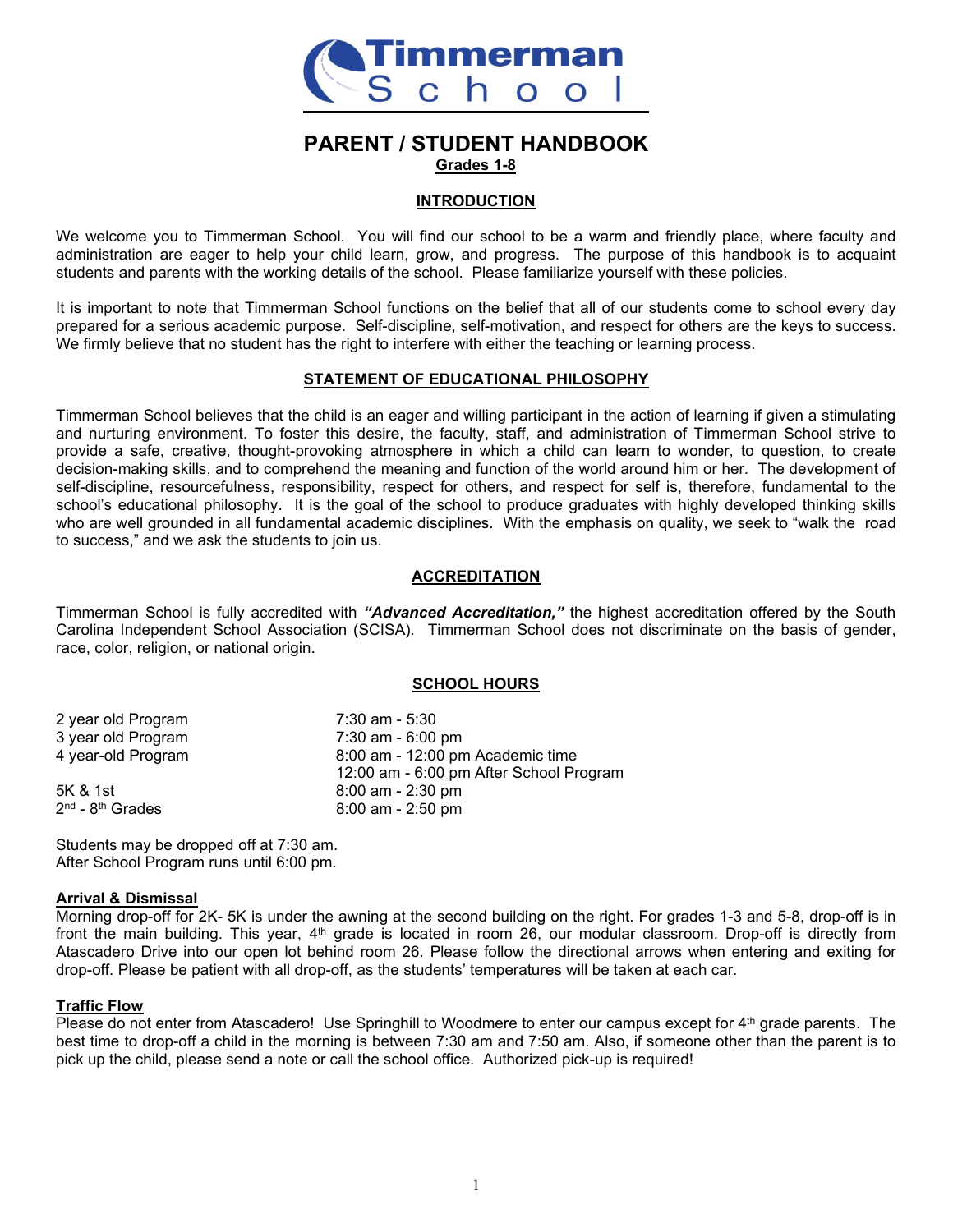# Timmerman School

# PARENT / STUDENT HANDBOOK

**Grades 1-8**

## INTRODUCTION

We welcome you to Timmerman School. You will find our school to be a warm and friendly place, where faculty and administration are eager to help your child learn, grow, and progress. The purpose of this handbook is to acquaint students and parents with the working details of the school. Please familiarize yourself with these policies.

It is important to note that Timmerman School functions on the belief that all of our students come to school every day prepared for a serious academic purpose. Self-discipline, self-motivation, and respect for others are the keys to success. We firmly believe that no student has the right to interfere with either the teaching or learning process.

## STATEMENT OF EDUCATIONAL PHILOSOPHY

Timmerman School believes that the child is an eager and willing participant in the action of learning if given a stimulating and nurturing environment. To foster this desire, the faculty, staff, and administration of Timmerman School strive to provide a safe, creative, thought-provoking atmosphere in which a child can learn to wonder, to question, to create decision-making skills, and to comprehend the meaning and function of the world around him or her. The development of self-discipline, resourcefulness, responsibility, respect for others, and respect for self is, therefore, fundamental to the school's educational philosophy. It is the goal of the school to produce graduates with highly developed thinking skills who are well grounded in all fundamental academic disciplines. With the emphasis on quality, we seek to "walk the road to success," and we ask the students to join us.

## ACCREDITATION

Timmerman School is fully accredited with ***"Advanced Accreditation,"*** the highest accreditation offered by the South Carolina Independent School Association (SCISA). Timmerman School does not discriminate on the basis of gender, race, color, religion, or national origin.

## SCHOOL HOURS

| | |
|---|---|
| 2 year old Program | 7:30 am - 5:30 |
| 3 year old Program | 7:30 am - 6:00 pm |
| 4 year-old Program | 8:00 am - 12:00 pm Academic time<br>12:00 am - 6:00 pm After School Program |
| 5K & 1st | 8:00 am - 2:30 pm |
| 2nd - 8th Grades | 8:00 am - 2:50 pm |

Students may be dropped off at 7:30 am.
After School Program runs until 6:00 pm.

### Arrival & Dismissal

Morning drop-off for 2K- 5K is under the awning at the second building on the right. For grades 1-3 and 5-8, drop-off is in front the main building. This year, 4th grade is located in room 26, our modular classroom. Drop-off is directly from Atascadero Drive into our open lot behind room 26. Please follow the directional arrows when entering and exiting for drop-off. Please be patient with all drop-off, as the students' temperatures will be taken at each car.

### Traffic Flow

Please do not enter from Atascadero! Use Springhill to Woodmere to enter our campus except for 4th grade parents. The best time to drop-off a child in the morning is between 7:30 am and 7:50 am. Also, if someone other than the parent is to pick up the child, please send a note or call the school office. Authorized pick-up is required!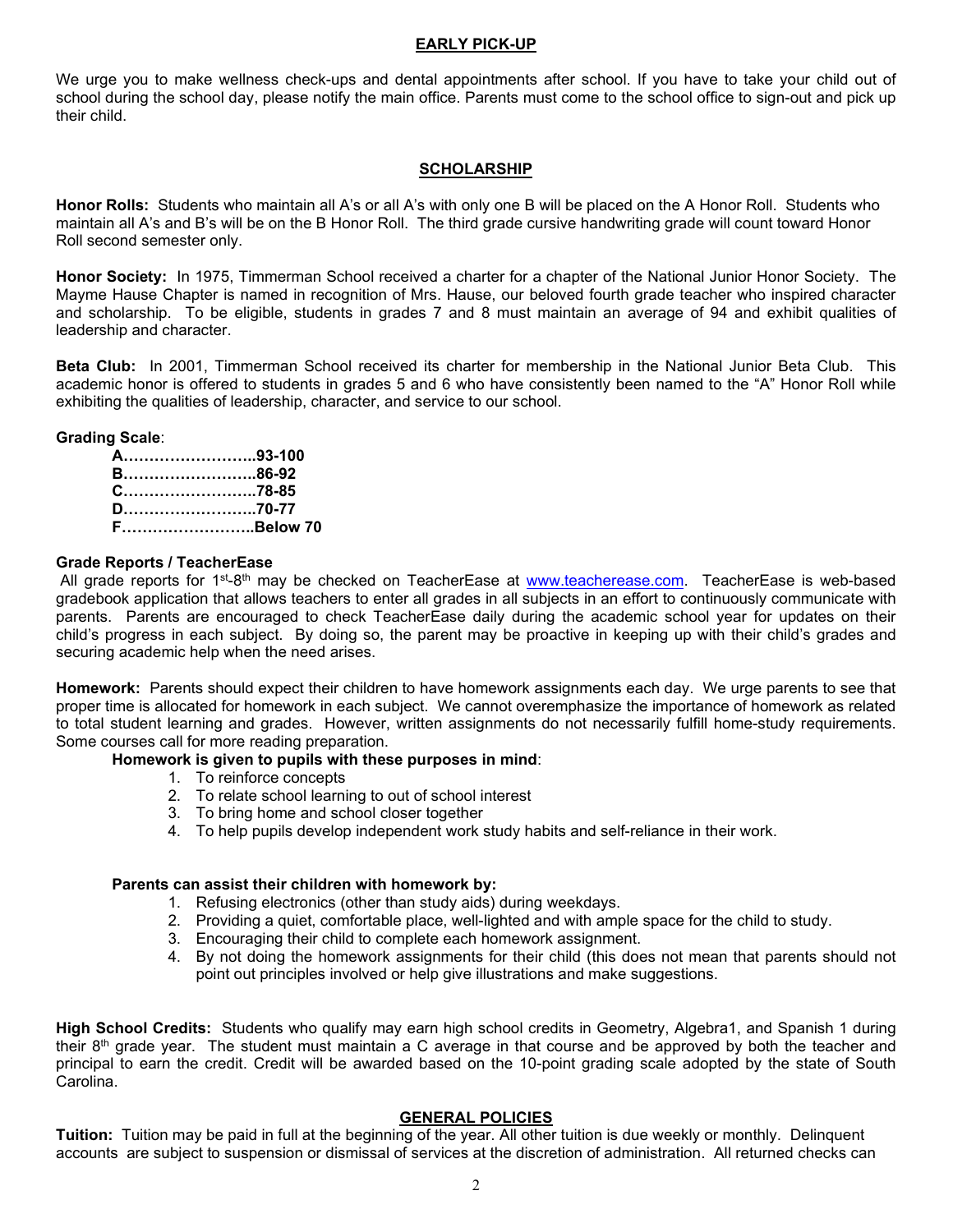## EARLY PICK-UP

We urge you to make wellness check-ups and dental appointments after school. If you have to take your child out of school during the school day, please notify the main office. Parents must come to the school office to sign-out and pick up their child.

## SCHOLARSHIP

**Honor Rolls:** Students who maintain all A's or all A's with only one B will be placed on the A Honor Roll. Students who maintain all A's and B's will be on the B Honor Roll. The third grade cursive handwriting grade will count toward Honor Roll second semester only.

**Honor Society:** In 1975, Timmerman School received a charter for a chapter of the National Junior Honor Society. The Mayme Hause Chapter is named in recognition of Mrs. Hause, our beloved fourth grade teacher who inspired character and scholarship. To be eligible, students in grades 7 and 8 must maintain an average of 94 and exhibit qualities of leadership and character.

**Beta Club:** In 2001, Timmerman School received its charter for membership in the National Junior Beta Club. This academic honor is offered to students in grades 5 and 6 who have consistently been named to the "A" Honor Roll while exhibiting the qualities of leadership, character, and service to our school.

**Grading Scale**:

**A……………………..93-100**
**B……………………..86-92**
**C……………………..78-85**
**D……………………..70-77**
**F……………………..Below 70**

**Grade Reports / TeacherEase**

All grade reports for 1st-8th may be checked on TeacherEase at www.teacherease.com. TeacherEase is web-based gradebook application that allows teachers to enter all grades in all subjects in an effort to continuously communicate with parents. Parents are encouraged to check TeacherEase daily during the academic school year for updates on their child's progress in each subject. By doing so, the parent may be proactive in keeping up with their child's grades and securing academic help when the need arises.

**Homework:** Parents should expect their children to have homework assignments each day. We urge parents to see that proper time is allocated for homework in each subject. We cannot overemphasize the importance of homework as related to total student learning and grades. However, written assignments do not necessarily fulfill home-study requirements. Some courses call for more reading preparation.

**Homework is given to pupils with these purposes in mind**:

1. To reinforce concepts
2. To relate school learning to out of school interest
3. To bring home and school closer together
4. To help pupils develop independent work study habits and self-reliance in their work.

**Parents can assist their children with homework by:**

1. Refusing electronics (other than study aids) during weekdays.
2. Providing a quiet, comfortable place, well-lighted and with ample space for the child to study.
3. Encouraging their child to complete each homework assignment.
4. By not doing the homework assignments for their child (this does not mean that parents should not point out principles involved or help give illustrations and make suggestions.

**High School Credits:** Students who qualify may earn high school credits in Geometry, Algebra1, and Spanish 1 during their 8th grade year. The student must maintain a C average in that course and be approved by both the teacher and principal to earn the credit. Credit will be awarded based on the 10-point grading scale adopted by the state of South Carolina.

## GENERAL POLICIES

**Tuition:** Tuition may be paid in full at the beginning of the year. All other tuition is due weekly or monthly. Delinquent accounts are subject to suspension or dismissal of services at the discretion of administration. All returned checks can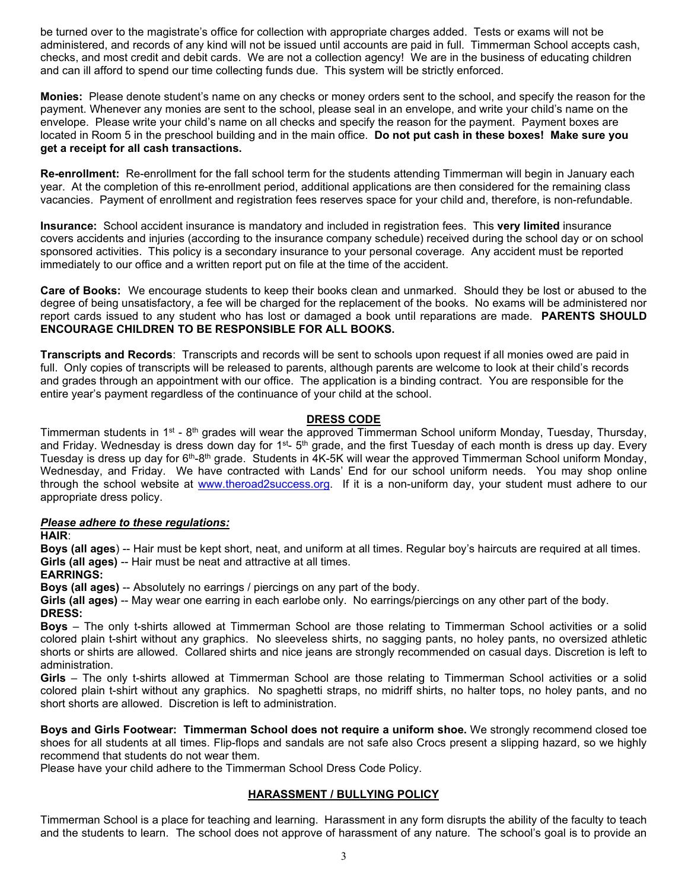be turned over to the magistrate's office for collection with appropriate charges added. Tests or exams will not be administered, and records of any kind will not be issued until accounts are paid in full. Timmerman School accepts cash, checks, and most credit and debit cards. We are not a collection agency! We are in the business of educating children and can ill afford to spend our time collecting funds due. This system will be strictly enforced.

**Monies:** Please denote student's name on any checks or money orders sent to the school, and specify the reason for the payment. Whenever any monies are sent to the school, please seal in an envelope, and write your child's name on the envelope. Please write your child's name on all checks and specify the reason for the payment. Payment boxes are located in Room 5 in the preschool building and in the main office. **Do not put cash in these boxes! Make sure you get a receipt for all cash transactions.**

**Re-enrollment:** Re-enrollment for the fall school term for the students attending Timmerman will begin in January each year. At the completion of this re-enrollment period, additional applications are then considered for the remaining class vacancies. Payment of enrollment and registration fees reserves space for your child and, therefore, is non-refundable.

**Insurance:** School accident insurance is mandatory and included in registration fees. This **very limited** insurance covers accidents and injuries (according to the insurance company schedule) received during the school day or on school sponsored activities. This policy is a secondary insurance to your personal coverage. Any accident must be reported immediately to our office and a written report put on file at the time of the accident.

**Care of Books:** We encourage students to keep their books clean and unmarked. Should they be lost or abused to the degree of being unsatisfactory, a fee will be charged for the replacement of the books. No exams will be administered nor report cards issued to any student who has lost or damaged a book until reparations are made. **PARENTS SHOULD ENCOURAGE CHILDREN TO BE RESPONSIBLE FOR ALL BOOKS.**

**Transcripts and Records**: Transcripts and records will be sent to schools upon request if all monies owed are paid in full. Only copies of transcripts will be released to parents, although parents are welcome to look at their child's records and grades through an appointment with our office. The application is a binding contract. You are responsible for the entire year's payment regardless of the continuance of your child at the school.

## DRESS CODE

Timmerman students in 1st - 8th grades will wear the approved Timmerman School uniform Monday, Tuesday, Thursday, and Friday. Wednesday is dress down day for 1st- 5th grade, and the first Tuesday of each month is dress up day. Every Tuesday is dress up day for 6th-8th grade. Students in 4K-5K will wear the approved Timmerman School uniform Monday, Wednesday, and Friday. We have contracted with Lands' End for our school uniform needs. You may shop online through the school website at www.theroad2success.org. If it is a non-uniform day, your student must adhere to our appropriate dress policy.

***Please adhere to these regulations:***

**HAIR**:

**Boys (all ages**) -- Hair must be kept short, neat, and uniform at all times. Regular boy's haircuts are required at all times.
**Girls (all ages)** -- Hair must be neat and attractive at all times.

**EARRINGS:**

**Boys (all ages)** -- Absolutely no earrings / piercings on any part of the body.
**Girls (all ages)** -- May wear one earring in each earlobe only. No earrings/piercings on any other part of the body.

**DRESS:**

**Boys** – The only t-shirts allowed at Timmerman School are those relating to Timmerman School activities or a solid colored plain t-shirt without any graphics. No sleeveless shirts, no sagging pants, no holey pants, no oversized athletic shorts or shirts are allowed. Collared shirts and nice jeans are strongly recommended on casual days. Discretion is left to administration.

**Girls** – The only t-shirts allowed at Timmerman School are those relating to Timmerman School activities or a solid colored plain t-shirt without any graphics. No spaghetti straps, no midriff shirts, no halter tops, no holey pants, and no short shorts are allowed. Discretion is left to administration.

**Boys and Girls Footwear: Timmerman School does not require a uniform shoe.** We strongly recommend closed toe shoes for all students at all times. Flip-flops and sandals are not safe also Crocs present a slipping hazard, so we highly recommend that students do not wear them.
Please have your child adhere to the Timmerman School Dress Code Policy.

## HARASSMENT / BULLYING POLICY

Timmerman School is a place for teaching and learning. Harassment in any form disrupts the ability of the faculty to teach and the students to learn. The school does not approve of harassment of any nature. The school's goal is to provide an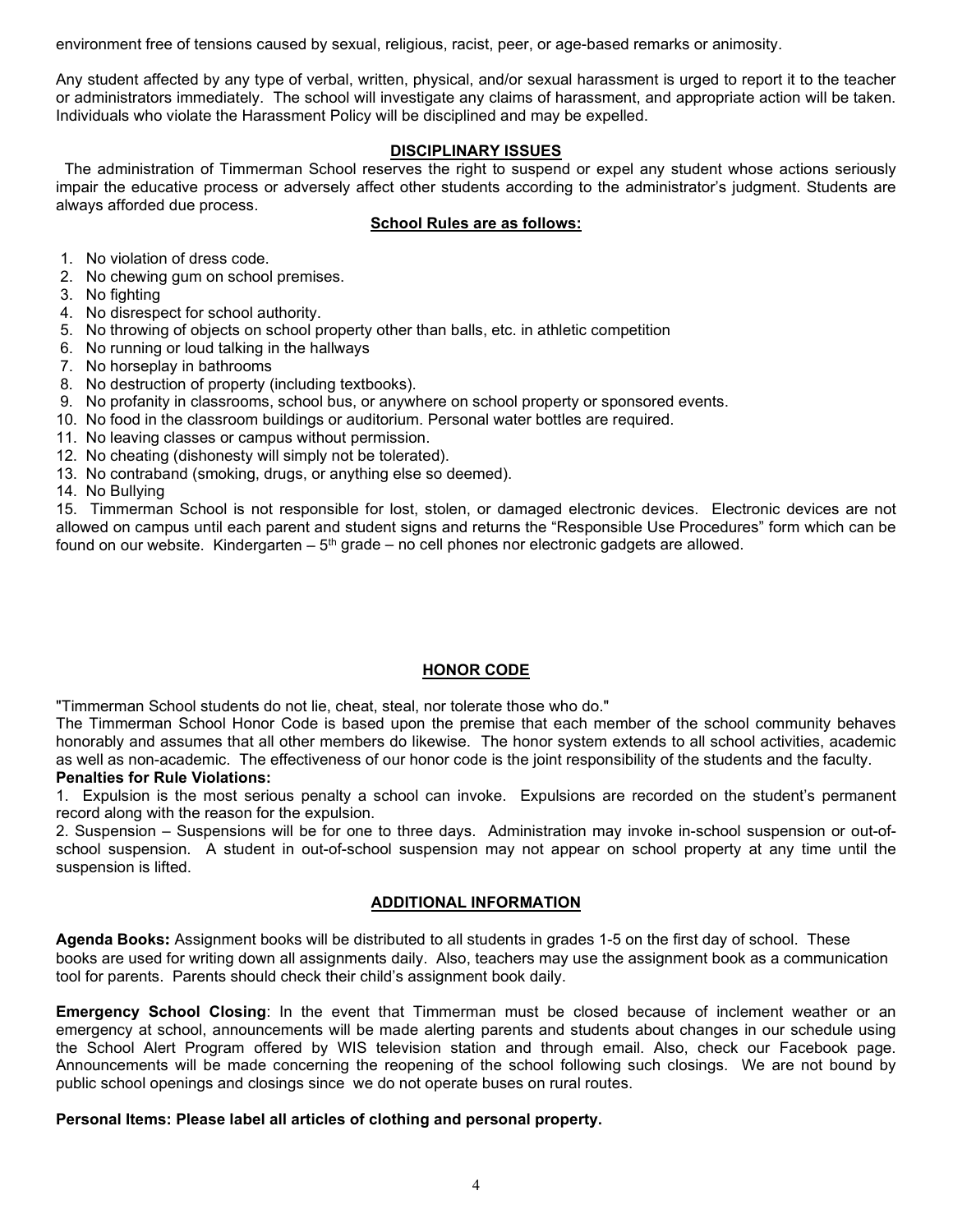environment free of tensions caused by sexual, religious, racist, peer, or age-based remarks or animosity.

Any student affected by any type of verbal, written, physical, and/or sexual harassment is urged to report it to the teacher or administrators immediately. The school will investigate any claims of harassment, and appropriate action will be taken. Individuals who violate the Harassment Policy will be disciplined and may be expelled.

## DISCIPLINARY ISSUES

The administration of Timmerman School reserves the right to suspend or expel any student whose actions seriously impair the educative process or adversely affect other students according to the administrator's judgment. Students are always afforded due process.

### School Rules are as follows:

1. No violation of dress code.
2. No chewing gum on school premises.
3. No fighting
4. No disrespect for school authority.
5. No throwing of objects on school property other than balls, etc. in athletic competition
6. No running or loud talking in the hallways
7. No horseplay in bathrooms
8. No destruction of property (including textbooks).
9. No profanity in classrooms, school bus, or anywhere on school property or sponsored events.
10. No food in the classroom buildings or auditorium. Personal water bottles are required.
11. No leaving classes or campus without permission.
12. No cheating (dishonesty will simply not be tolerated).
13. No contraband (smoking, drugs, or anything else so deemed).
14. No Bullying
15. Timmerman School is not responsible for lost, stolen, or damaged electronic devices. Electronic devices are not allowed on campus until each parent and student signs and returns the "Responsible Use Procedures" form which can be found on our website. Kindergarten – 5th grade – no cell phones nor electronic gadgets are allowed.

## HONOR CODE

"Timmerman School students do not lie, cheat, steal, nor tolerate those who do."

The Timmerman School Honor Code is based upon the premise that each member of the school community behaves honorably and assumes that all other members do likewise. The honor system extends to all school activities, academic as well as non-academic. The effectiveness of our honor code is the joint responsibility of the students and the faculty.

**Penalties for Rule Violations:**

1. Expulsion is the most serious penalty a school can invoke. Expulsions are recorded on the student's permanent record along with the reason for the expulsion.
2. Suspension – Suspensions will be for one to three days. Administration may invoke in-school suspension or out-of-school suspension. A student in out-of-school suspension may not appear on school property at any time until the suspension is lifted.

## ADDITIONAL INFORMATION

**Agenda Books:** Assignment books will be distributed to all students in grades 1-5 on the first day of school. These books are used for writing down all assignments daily. Also, teachers may use the assignment book as a communication tool for parents. Parents should check their child's assignment book daily.

**Emergency School Closing**: In the event that Timmerman must be closed because of inclement weather or an emergency at school, announcements will be made alerting parents and students about changes in our schedule using the School Alert Program offered by WIS television station and through email. Also, check our Facebook page. Announcements will be made concerning the reopening of the school following such closings. We are not bound by public school openings and closings since we do not operate buses on rural routes.

**Personal Items: Please label all articles of clothing and personal property.**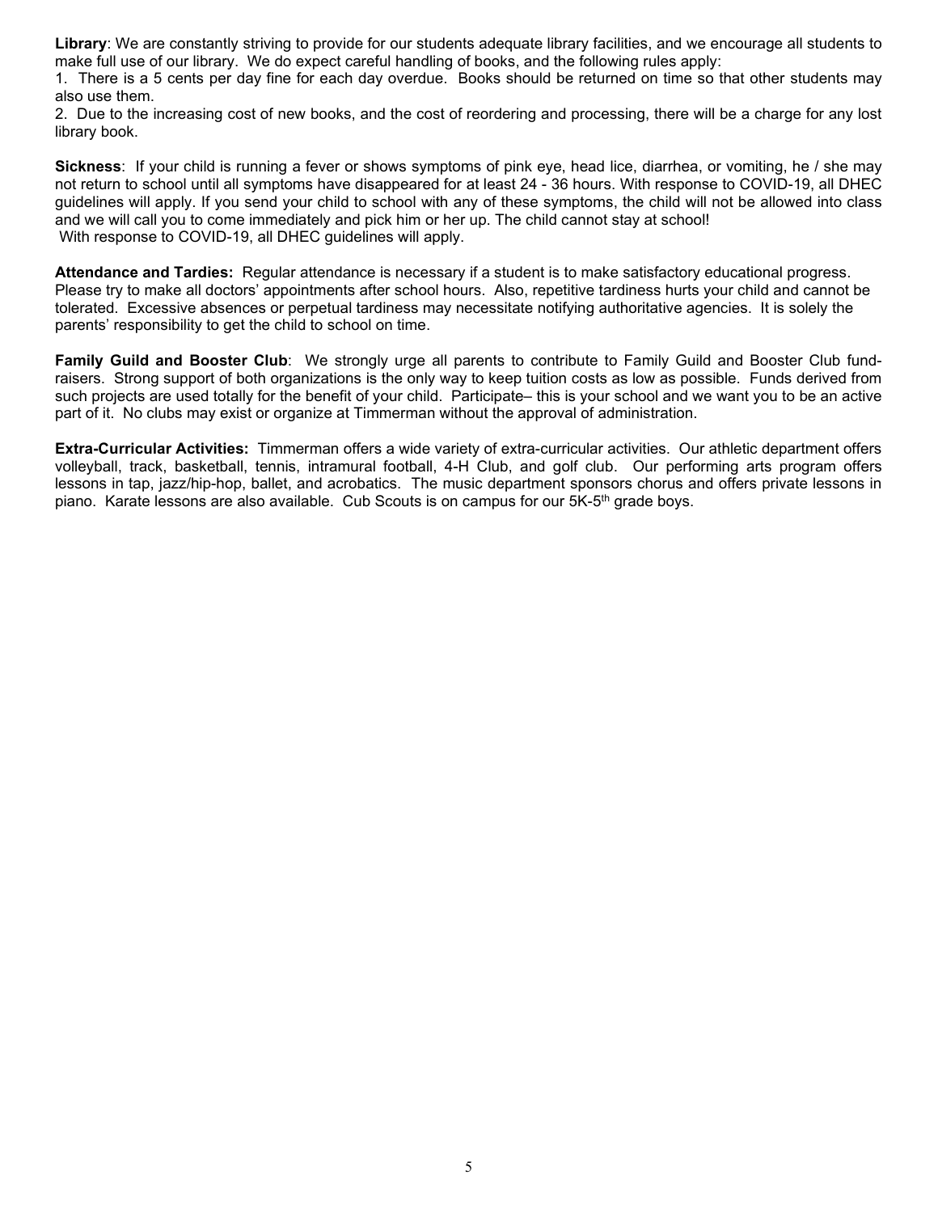**Library**: We are constantly striving to provide for our students adequate library facilities, and we encourage all students to make full use of our library. We do expect careful handling of books, and the following rules apply:

1. There is a 5 cents per day fine for each day overdue. Books should be returned on time so that other students may also use them.
2. Due to the increasing cost of new books, and the cost of reordering and processing, there will be a charge for any lost library book.

**Sickness**: If your child is running a fever or shows symptoms of pink eye, head lice, diarrhea, or vomiting, he / she may not return to school until all symptoms have disappeared for at least 24 - 36 hours. With response to COVID-19, all DHEC guidelines will apply. If you send your child to school with any of these symptoms, the child will not be allowed into class and we will call you to come immediately and pick him or her up. The child cannot stay at school!
With response to COVID-19, all DHEC guidelines will apply.

**Attendance and Tardies:** Regular attendance is necessary if a student is to make satisfactory educational progress. Please try to make all doctors' appointments after school hours. Also, repetitive tardiness hurts your child and cannot be tolerated. Excessive absences or perpetual tardiness may necessitate notifying authoritative agencies. It is solely the parents' responsibility to get the child to school on time.

**Family Guild and Booster Club**: We strongly urge all parents to contribute to Family Guild and Booster Club fund-raisers. Strong support of both organizations is the only way to keep tuition costs as low as possible. Funds derived from such projects are used totally for the benefit of your child. Participate– this is your school and we want you to be an active part of it. No clubs may exist or organize at Timmerman without the approval of administration.

**Extra-Curricular Activities:** Timmerman offers a wide variety of extra-curricular activities. Our athletic department offers volleyball, track, basketball, tennis, intramural football, 4-H Club, and golf club. Our performing arts program offers lessons in tap, jazz/hip-hop, ballet, and acrobatics. The music department sponsors chorus and offers private lessons in piano. Karate lessons are also available. Cub Scouts is on campus for our 5K-5th grade boys.